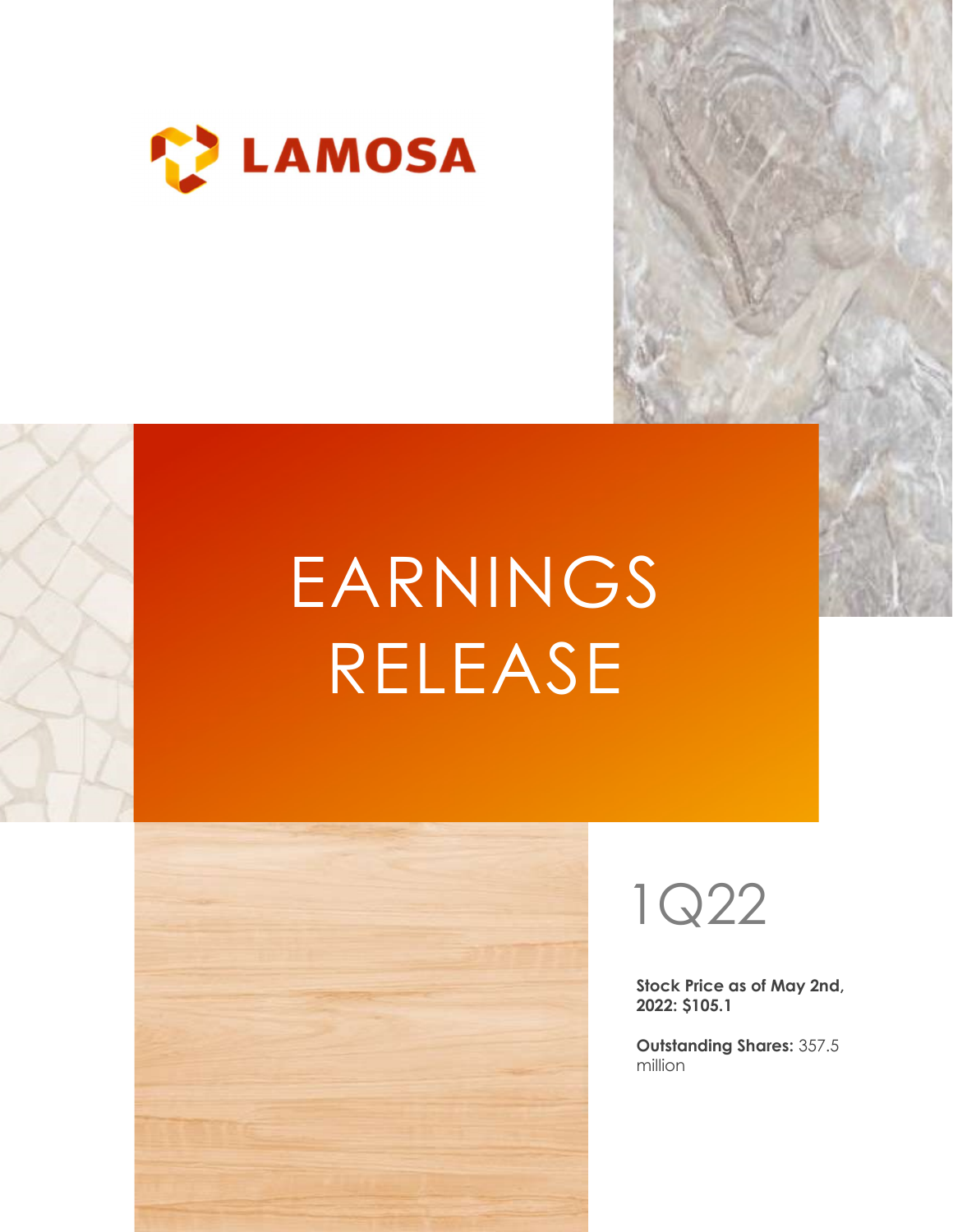LAMOSA

# EARNINGS RELEASE

## 1Q22

**Stock Price as of May 2nd, 2022: $105.1**

**Outstanding Shares:** 357.5 million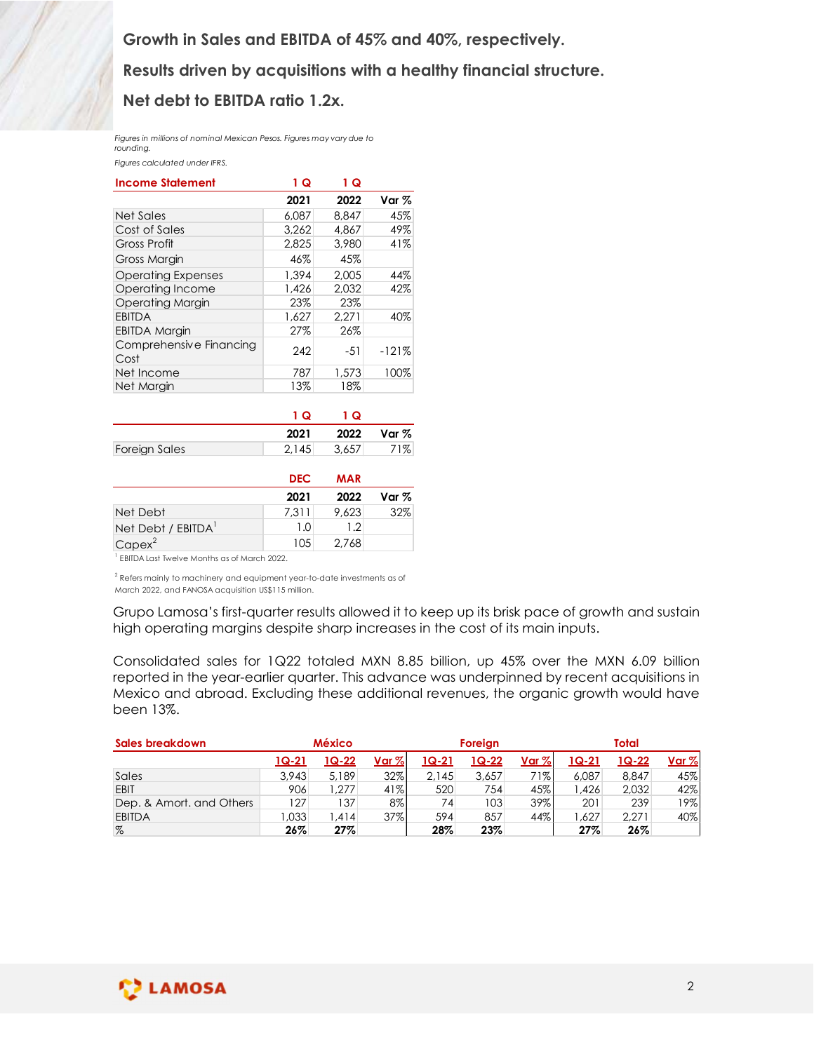## Growth in Sales and EBITDA of 45% and 40%, respectively.

## Results driven by acquisitions with a healthy financial structure.

## Net debt to EBITDA ratio 1.2x.

*Figures in millions of nominal Mexican Pesos. Figures may vary due to rounding.*

*Figures calculated under IFRS.*

| Income Statement | 1 Q 2021 | 1 Q 2022 | Var % |
|---|---|---|---|
| Net Sales | 6,087 | 8,847 | 45% |
| Cost of Sales | 3,262 | 4,867 | 49% |
| Gross Profit | 2,825 | 3,980 | 41% |
| Gross Margin | 46% | 45% | |
| Operating Expenses | 1,394 | 2,005 | 44% |
| Operating Income | 1,426 | 2,032 | 42% |
| Operating Margin | 23% | 23% | |
| EBITDA | 1,627 | 2,271 | 40% |
| EBITDA Margin | 27% | 26% | |
| Comprehensive Financing Cost | 242 | -51 | -121% |
| Net Income | 787 | 1,573 | 100% |
| Net Margin | 13% | 18% | |

| | 1 Q 2021 | 1 Q 2022 | Var % |
|---|---|---|---|
| Foreign Sales | 2,145 | 3,657 | 71% |

| | DEC 2021 | MAR 2022 | Var % |
|---|---|---|---|
| Net Debt | 7,311 | 9,623 | 32% |
| Net Debt / EBITDA[1] | 1.0 | 1.2 | |
| Capex[2] | 105 | 2,768 | |

[1] EBITDA Last Twelve Months as of March 2022.

[2] Refers mainly to machinery and equipment year-to-date investments as of March 2022, and FANOSA acquisition US$115 million.

Grupo Lamosa's first-quarter results allowed it to keep up its brisk pace of growth and sustain high operating margins despite sharp increases in the cost of its main inputs.

Consolidated sales for 1Q22 totaled MXN 8.85 billion, up 45% over the MXN 6.09 billion reported in the year-earlier quarter. This advance was underpinned by recent acquisitions in Mexico and abroad. Excluding these additional revenues, the organic growth would have been 13%.

| Sales breakdown | México | | | Foreign | | | Total | | |
|---|---|---|---|---|---|---|---|---|---|
| | 1Q-21 | 1Q-22 | Var % | 1Q-21 | 1Q-22 | Var % | 1Q-21 | 1Q-22 | Var % |
| Sales | 3,943 | 5,189 | 32% | 2,145 | 3,657 | 71% | 6,087 | 8,847 | 45% |
| EBIT | 906 | 1,277 | 41% | 520 | 754 | 45% | 1,426 | 2,032 | 42% |
| Dep. & Amort. and Others | 127 | 137 | 8% | 74 | 103 | 39% | 201 | 239 | 19% |
| EBITDA | 1,033 | 1,414 | 37% | 594 | 857 | 44% | 1,627 | 2,271 | 40% |
| % | **26%** | **27%** | | **28%** | **23%** | | **27%** | **26%** | |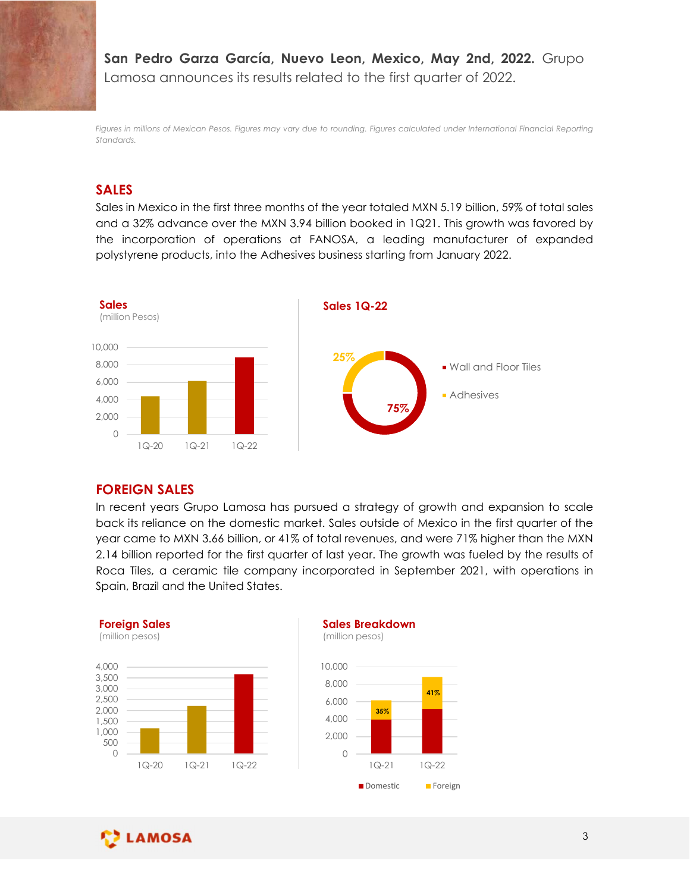**San Pedro Garza García, Nuevo Leon, Mexico, May 2nd, 2022.** Grupo Lamosa announces its results related to the first quarter of 2022.

*Figures in millions of Mexican Pesos. Figures may vary due to rounding. Figures calculated under International Financial Reporting Standards.*

## SALES

Sales in Mexico in the first three months of the year totaled MXN 5.19 billion, 59% of total sales and a 32% advance over the MXN 3.94 billion booked in 1Q21. This growth was favored by the incorporation of operations at FANOSA, a leading manufacturer of expanded polystyrene products, into the Adhesives business starting from January 2022.

**Sales**
(million Pesos)

10,000
8,000
6,000
4,000
2,000
0
1Q-20
1Q-21
1Q-22

**Sales 1Q-22**

25%
75%
Wall and Floor Tiles
Adhesives

## FOREIGN SALES

In recent years Grupo Lamosa has pursued a strategy of growth and expansion to scale back its reliance on the domestic market. Sales outside of Mexico in the first quarter of the year came to MXN 3.66 billion, or 41% of total revenues, and were 71% higher than the MXN 2.14 billion reported for the first quarter of last year. The growth was fueled by the results of Roca Tiles, a ceramic tile company incorporated in September 2021, with operations in Spain, Brazil and the United States.

**Foreign Sales**
(million pesos)

4,000
3,500
3,000
2,500
2,000
1,500
1,000
500
0
1Q-20
1Q-21
1Q-22

**Sales Breakdown**
(million pesos)

10,000
8,000
6,000
4,000
2,000
0
35%
41%
1Q-21
1Q-22
Domestic
Foreign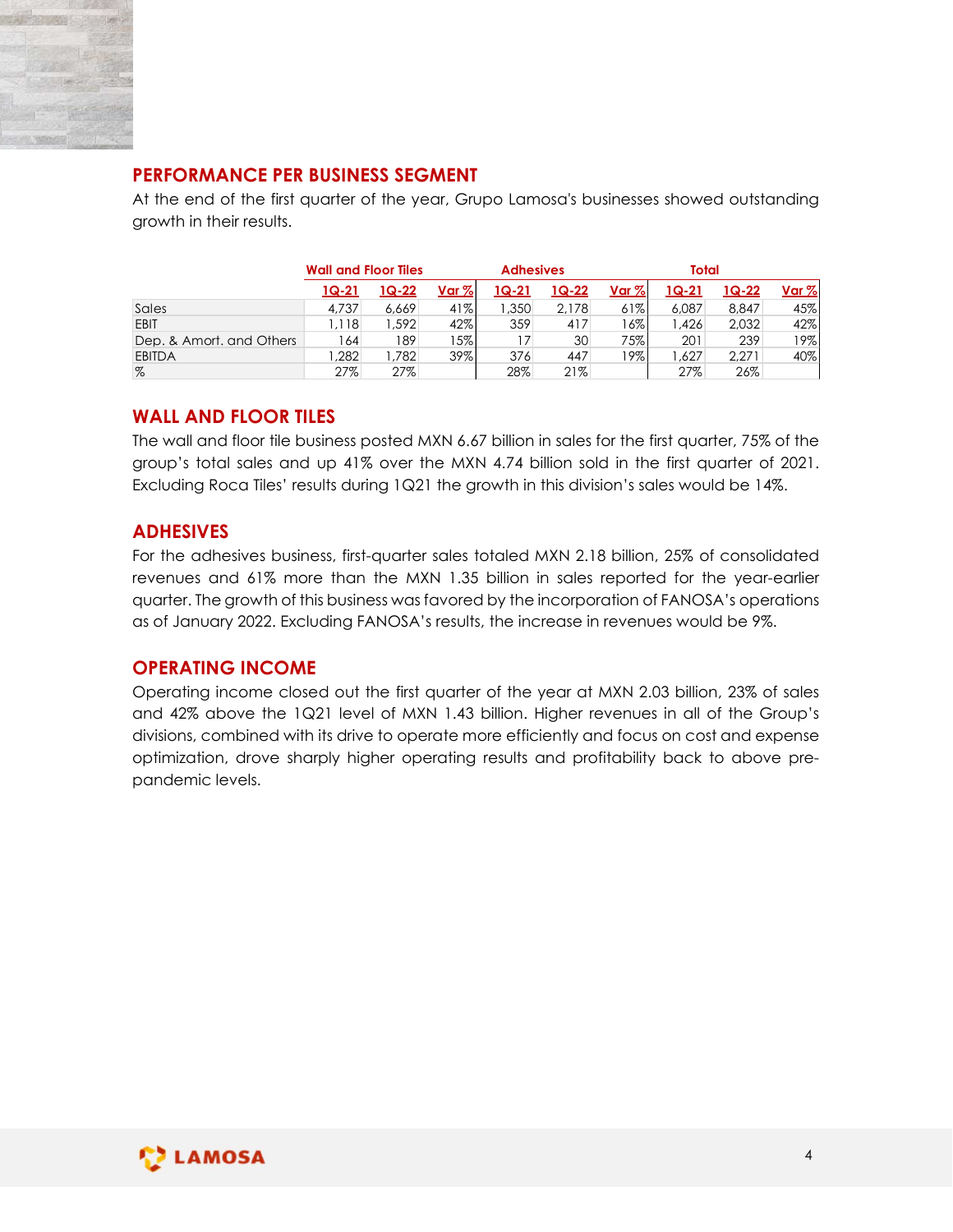## PERFORMANCE PER BUSINESS SEGMENT

At the end of the first quarter of the year, Grupo Lamosa's businesses showed outstanding growth in their results.

| | Wall and Floor Tiles | | | Adhesives | | | Total | | |
|---|---|---|---|---|---|---|---|---|---|
| | 1Q-21 | 1Q-22 | Var % | 1Q-21 | 1Q-22 | Var % | 1Q-21 | 1Q-22 | Var % |
| Sales | 4,737 | 6,669 | 41% | 1,350 | 2,178 | 61% | 6,087 | 8,847 | 45% |
| EBIT | 1,118 | 1,592 | 42% | 359 | 417 | 16% | 1,426 | 2,032 | 42% |
| Dep. & Amort. and Others | 164 | 189 | 15% | 17 | 30 | 75% | 201 | 239 | 19% |
| EBITDA | 1,282 | 1,782 | 39% | 376 | 447 | 19% | 1,627 | 2,271 | 40% |
| % | 27% | 27% | | 28% | 21% | | 27% | 26% | |

## WALL AND FLOOR TILES

The wall and floor tile business posted MXN 6.67 billion in sales for the first quarter, 75% of the group's total sales and up 41% over the MXN 4.74 billion sold in the first quarter of 2021. Excluding Roca Tiles' results during 1Q21 the growth in this division's sales would be 14%.

## ADHESIVES

For the adhesives business, first-quarter sales totaled MXN 2.18 billion, 25% of consolidated revenues and 61% more than the MXN 1.35 billion in sales reported for the year-earlier quarter. The growth of this business was favored by the incorporation of FANOSA's operations as of January 2022. Excluding FANOSA's results, the increase in revenues would be 9%.

## OPERATING INCOME

Operating income closed out the first quarter of the year at MXN 2.03 billion, 23% of sales and 42% above the 1Q21 level of MXN 1.43 billion. Higher revenues in all of the Group's divisions, combined with its drive to operate more efficiently and focus on cost and expense optimization, drove sharply higher operating results and profitability back to above pre-pandemic levels.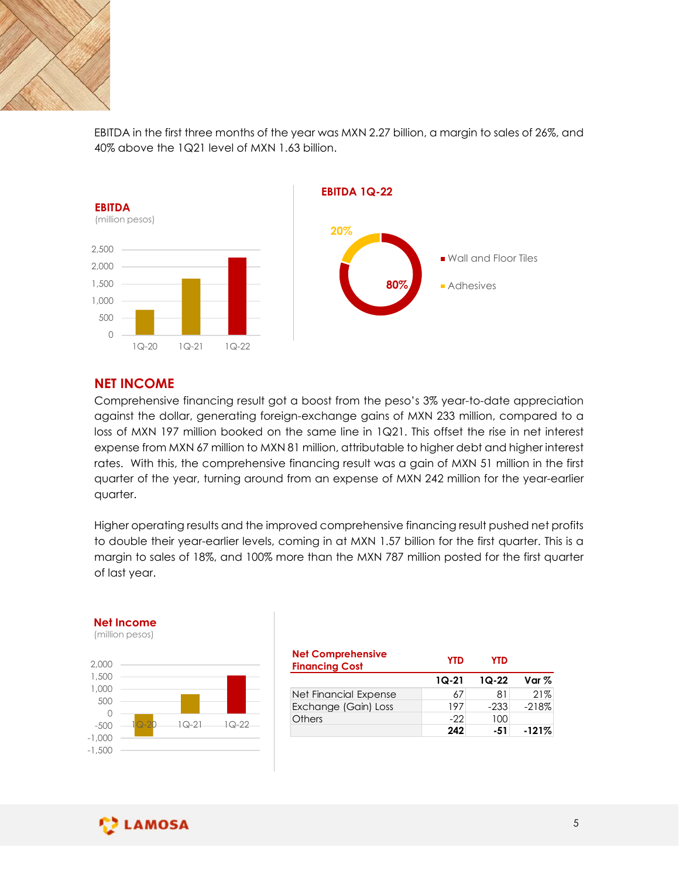EBITDA in the first three months of the year was MXN 2.27 billion, a margin to sales of 26%, and 40% above the 1Q21 level of MXN 1.63 billion.

**EBITDA**
(million pesos)

2,500
2,000
1,500
1,000
500
0

1Q-20 1Q-21 1Q-22

**EBITDA 1Q-22**

20%
80%

Wall and Floor Tiles
Adhesives

## NET INCOME

Comprehensive financing result got a boost from the peso's 3% year-to-date appreciation against the dollar, generating foreign-exchange gains of MXN 233 million, compared to a loss of MXN 197 million booked on the same line in 1Q21. This offset the rise in net interest expense from MXN 67 million to MXN 81 million, attributable to higher debt and higher interest rates. With this, the comprehensive financing result was a gain of MXN 51 million in the first quarter of the year, turning around from an expense of MXN 242 million for the year-earlier quarter.

Higher operating results and the improved comprehensive financing result pushed net profits to double their year-earlier levels, coming in at MXN 1.57 billion for the first quarter. This is a margin to sales of 18%, and 100% more than the MXN 787 million posted for the first quarter of last year.

**Net Income**
(million pesos)

2,000
1,500
1,000
500
0
-500
-1,000
-1,500

1Q-20 1Q-21 1Q-22

| **Net Comprehensive Financing Cost** | **YTD** | **YTD** | |
|---|---|---|---|
| | **1Q-21** | **1Q-22** | **Var %** |
| Net Financial Expense | 67 | 81 | 21% |
| Exchange (Gain) Loss | 197 | -233 | -218% |
| Others | -22 | 100 | |
| | **242** | **-51** | **-121%** |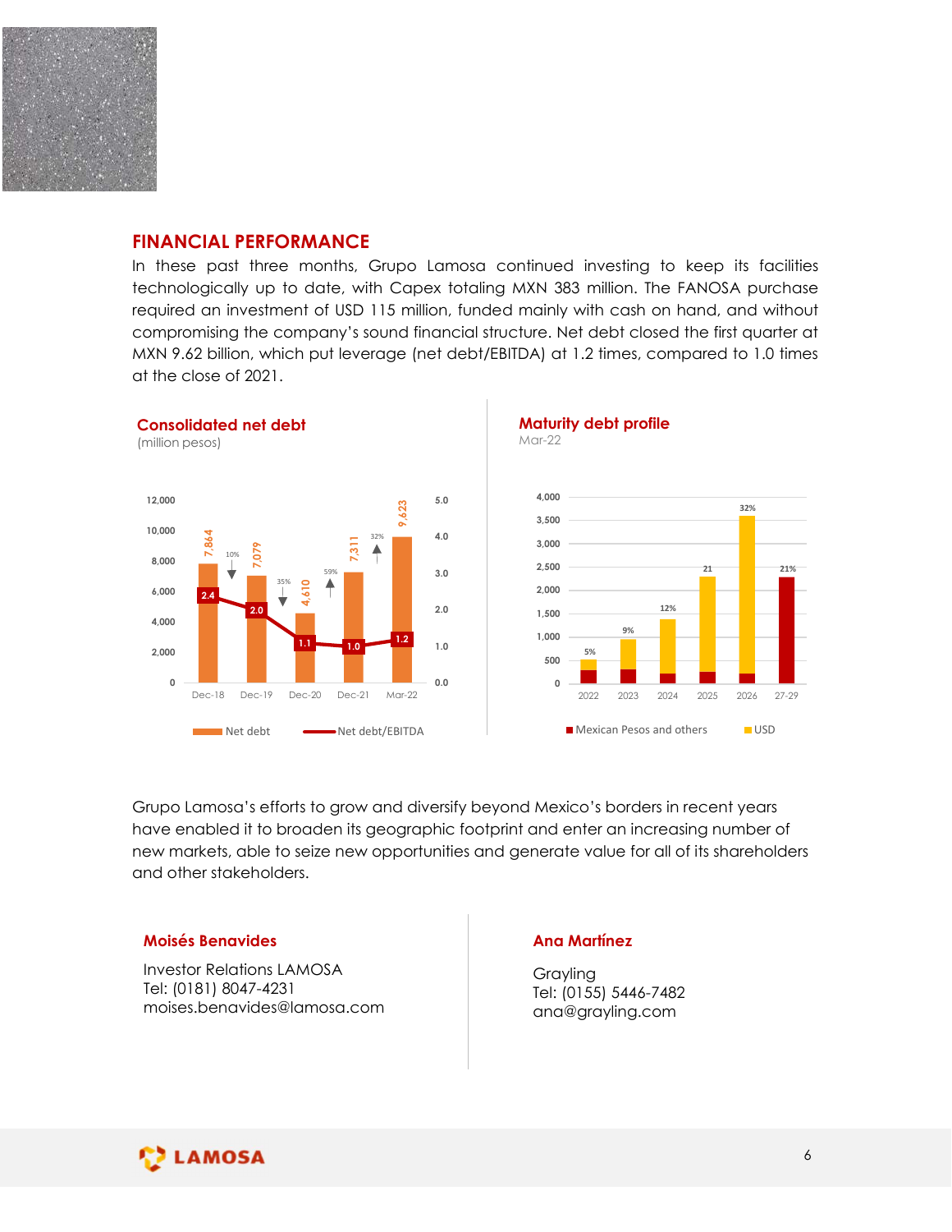## FINANCIAL PERFORMANCE

In these past three months, Grupo Lamosa continued investing to keep its facilities technologically up to date, with Capex totaling MXN 383 million. The FANOSA purchase required an investment of USD 115 million, funded mainly with cash on hand, and without compromising the company's sound financial structure. Net debt closed the first quarter at MXN 9.62 billion, which put leverage (net debt/EBITDA) at 1.2 times, compared to 1.0 times at the close of 2021.

**Consolidated net debt**
(million pesos)

12,000
10,000
8,000
6,000
4,000
2,000
0

5.0
4.0
3.0
2.0
1.0
0.0

7,864
10%
7,079
35%
4,610
59%
7,311
32%
9,623

2.4
2.0
1.1
1.0
1.2

Dec-18
Dec-19
Dec-20
Dec-21
Mar-22

Net debt
Net debt/EBITDA

**Maturity debt profile**
Mar-22

4,000
3,500
3,000
2,500
2,000
1,500
1,000
500
0

5%
9%
12%
21
32%
21%

2022
2023
2024
2025
2026
27-29

Mexican Pesos and others
USD

Grupo Lamosa's efforts to grow and diversify beyond Mexico's borders in recent years have enabled it to broaden its geographic footprint and enter an increasing number of new markets, able to seize new opportunities and generate value for all of its shareholders and other stakeholders.

**Moisés Benavides**

Investor Relations LAMOSA
Tel: (0181) 8047-4231
moises.benavides@lamosa.com

**Ana Martínez**

Grayling
Tel: (0155) 5446-7482
ana@grayling.com